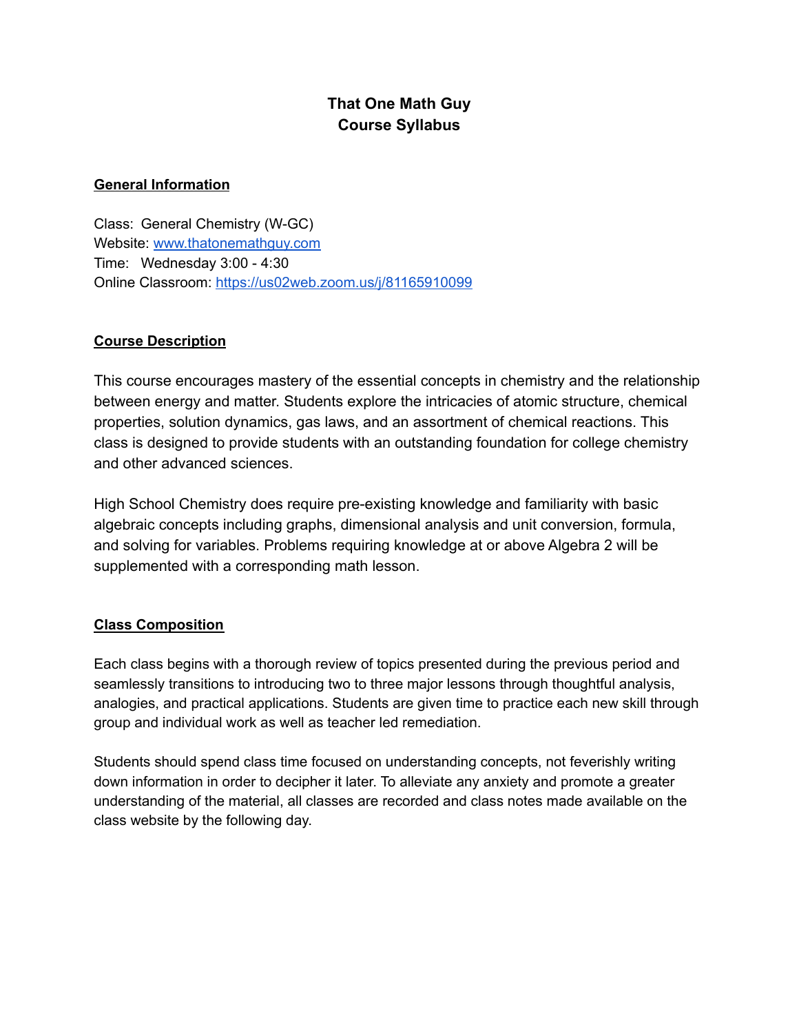# That One Math Guy
# Course Syllabus

## General Information

Class: General Chemistry (W-GC)
Website: [www.thatonemathguy.com](www.thatonemathguy.com)
Time: Wednesday 3:00 - 4:30
Online Classroom: [https://us02web.zoom.us/j/81165910099](https://us02web.zoom.us/j/81165910099)

## Course Description

This course encourages mastery of the essential concepts in chemistry and the relationship between energy and matter. Students explore the intricacies of atomic structure, chemical properties, solution dynamics, gas laws, and an assortment of chemical reactions. This class is designed to provide students with an outstanding foundation for college chemistry and other advanced sciences.

High School Chemistry does require pre-existing knowledge and familiarity with basic algebraic concepts including graphs, dimensional analysis and unit conversion, formula, and solving for variables. Problems requiring knowledge at or above Algebra 2 will be supplemented with a corresponding math lesson.

## Class Composition

Each class begins with a thorough review of topics presented during the previous period and seamlessly transitions to introducing two to three major lessons through thoughtful analysis, analogies, and practical applications. Students are given time to practice each new skill through group and individual work as well as teacher led remediation.

Students should spend class time focused on understanding concepts, not feverishly writing down information in order to decipher it later. To alleviate any anxiety and promote a greater understanding of the material, all classes are recorded and class notes made available on the class website by the following day.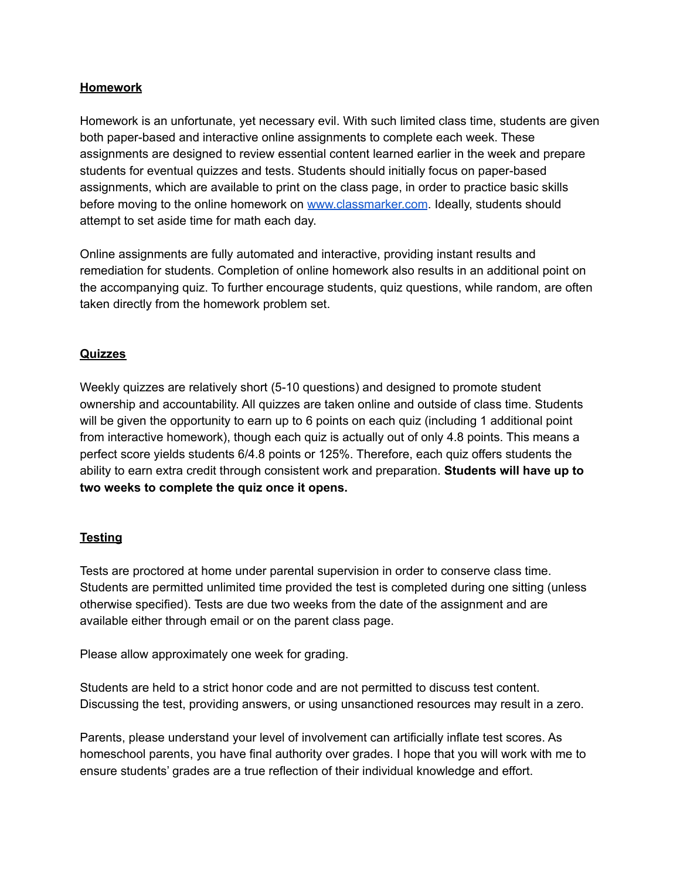**Homework**

Homework is an unfortunate, yet necessary evil. With such limited class time, students are given both paper-based and interactive online assignments to complete each week. These assignments are designed to review essential content learned earlier in the week and prepare students for eventual quizzes and tests. Students should initially focus on paper-based assignments, which are available to print on the class page, in order to practice basic skills before moving to the online homework on [www.classmarker.com](http://www.classmarker.com). Ideally, students should attempt to set aside time for math each day.

Online assignments are fully automated and interactive, providing instant results and remediation for students. Completion of online homework also results in an additional point on the accompanying quiz. To further encourage students, quiz questions, while random, are often taken directly from the homework problem set.

**Quizzes**

Weekly quizzes are relatively short (5-10 questions) and designed to promote student ownership and accountability. All quizzes are taken online and outside of class time. Students will be given the opportunity to earn up to 6 points on each quiz (including 1 additional point from interactive homework), though each quiz is actually out of only 4.8 points. This means a perfect score yields students 6/4.8 points or 125%. Therefore, each quiz offers students the ability to earn extra credit through consistent work and preparation. **Students will have up to two weeks to complete the quiz once it opens.**

**Testing**

Tests are proctored at home under parental supervision in order to conserve class time. Students are permitted unlimited time provided the test is completed during one sitting (unless otherwise specified). Tests are due two weeks from the date of the assignment and are available either through email or on the parent class page.

Please allow approximately one week for grading.

Students are held to a strict honor code and are not permitted to discuss test content. Discussing the test, providing answers, or using unsanctioned resources may result in a zero.

Parents, please understand your level of involvement can artificially inflate test scores. As homeschool parents, you have final authority over grades. I hope that you will work with me to ensure students' grades are a true reflection of their individual knowledge and effort.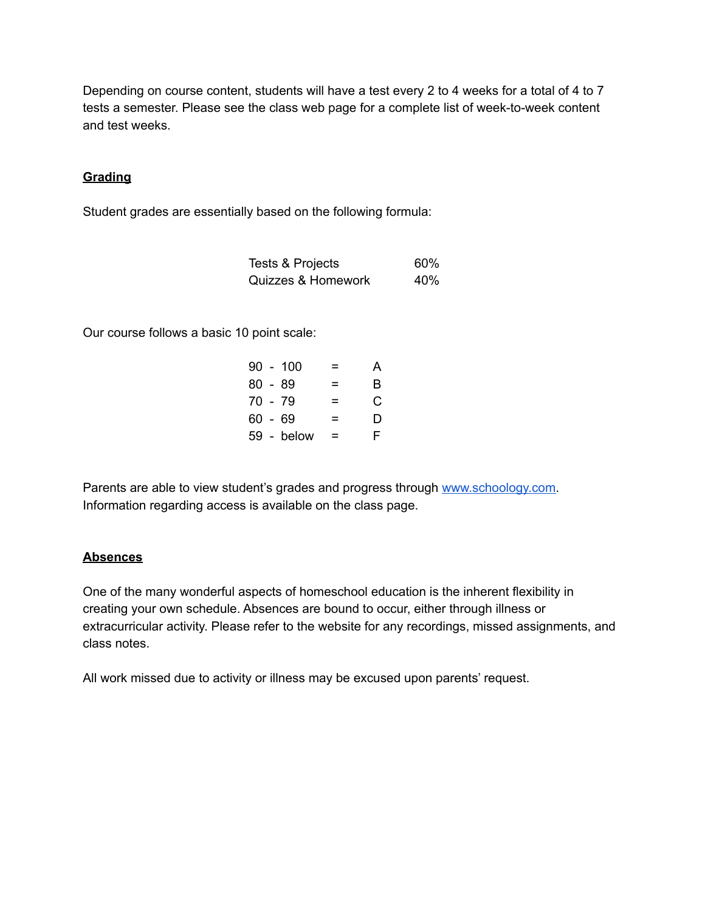Depending on course content, students will have a test every 2 to 4 weeks for a total of 4 to 7 tests a semester. Please see the class web page for a complete list of week-to-week content and test weeks.

## Grading

Student grades are essentially based on the following formula:

| Category | Weight |
|---|---|
| Tests & Projects | 60% |
| Quizzes & Homework | 40% |

Our course follows a basic 10 point scale:

| Range | | Grade |
|---|---|---|
| 90 - 100 | = | A |
| 80 - 89 | = | B |
| 70 - 79 | = | C |
| 60 - 69 | = | D |
| 59 - below | = | F |

Parents are able to view student's grades and progress through [www.schoology.com](www.schoology.com). Information regarding access is available on the class page.

## Absences

One of the many wonderful aspects of homeschool education is the inherent flexibility in creating your own schedule. Absences are bound to occur, either through illness or extracurricular activity. Please refer to the website for any recordings, missed assignments, and class notes.

All work missed due to activity or illness may be excused upon parents' request.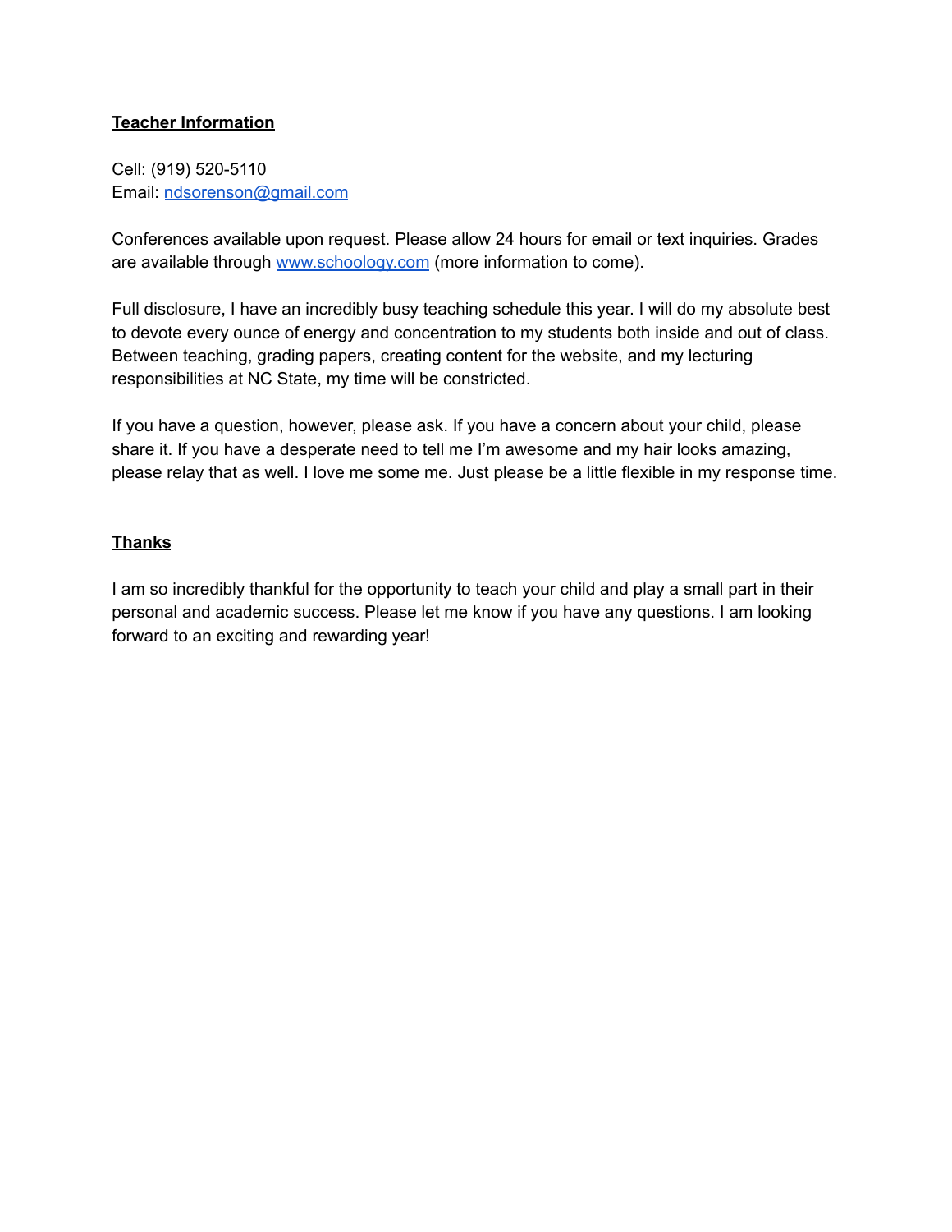**Teacher Information**

Cell: (919) 520-5110
Email: ndsorenson@gmail.com

Conferences available upon request. Please allow 24 hours for email or text inquiries. Grades are available through www.schoology.com (more information to come).

Full disclosure, I have an incredibly busy teaching schedule this year. I will do my absolute best to devote every ounce of energy and concentration to my students both inside and out of class. Between teaching, grading papers, creating content for the website, and my lecturing responsibilities at NC State, my time will be constricted.

If you have a question, however, please ask. If you have a concern about your child, please share it. If you have a desperate need to tell me I'm awesome and my hair looks amazing, please relay that as well. I love me some me. Just please be a little flexible in my response time.

**Thanks**

I am so incredibly thankful for the opportunity to teach your child and play a small part in their personal and academic success. Please let me know if you have any questions. I am looking forward to an exciting and rewarding year!